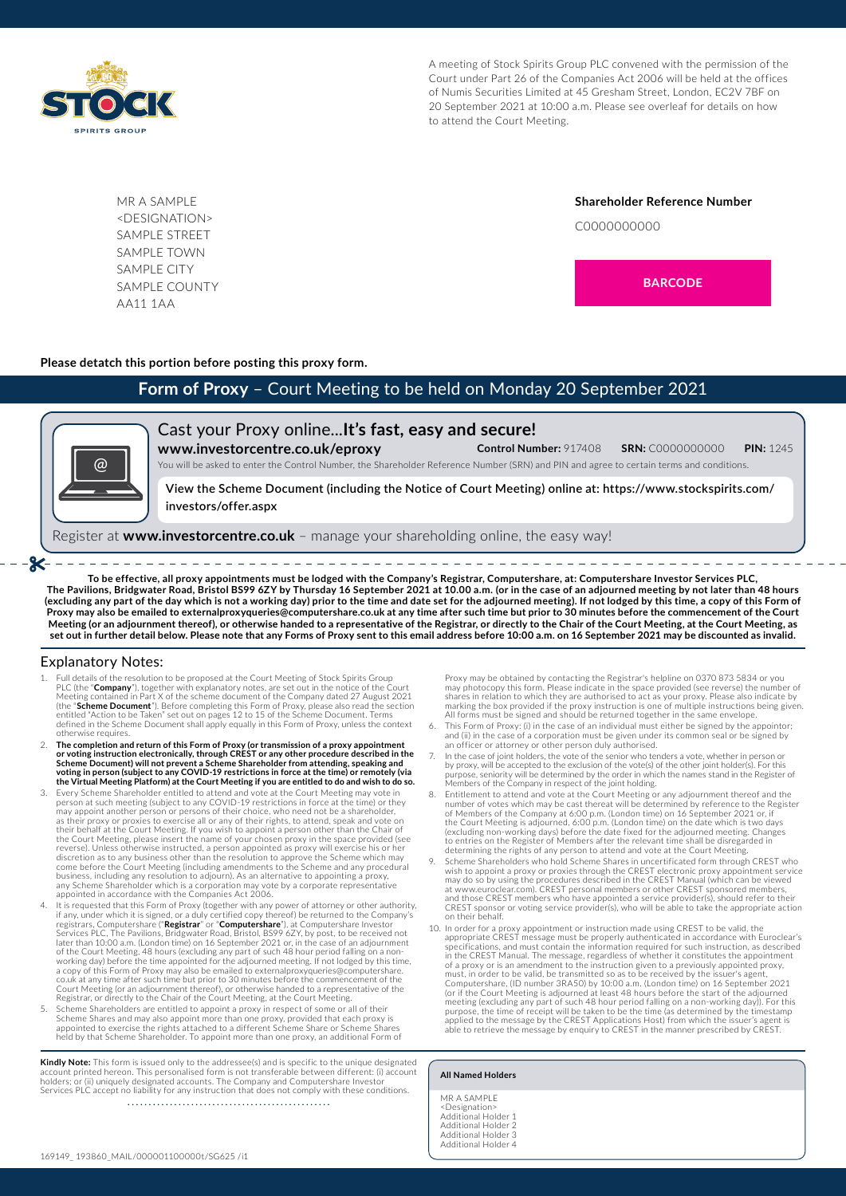A meeting of Stock Spirits Group PLC convened with the permission of the Court under Part 26 of the Companies Act 2006 will be held at the offices of Numis Securities Limited at 45 Gresham Street, London, EC2V 7BF on 20 September 2021 at 10:00 a.m. Please see overleaf for details on how to attend the Court Meeting.

MR A SAMPLE
<DESIGNATION>
SAMPLE STREET
SAMPLE TOWN
SAMPLE CITY
SAMPLE COUNTY
AA11 1AA

**Shareholder Reference Number**

C0000000000

**BARCODE**

**Please detach this portion before posting this proxy form.**

## Form of Proxy – Court Meeting to be held on Monday 20 September 2021

### Cast your Proxy online...It's fast, easy and secure!

**www.investorcentre.co.uk/eproxy** **Control Number:** 917408 **SRN:** C0000000000 **PIN:** 1245

You will be asked to enter the Control Number, the Shareholder Reference Number (SRN) and PIN and agree to certain terms and conditions.

View the Scheme Document (including the Notice of Court Meeting) online at: https://www.stockspirits.com/investors/offer.aspx

Register at **www.investorcentre.co.uk** – manage your shareholding online, the easy way!

**To be effective, all proxy appointments must be lodged with the Company's Registrar, Computershare, at: Computershare Investor Services PLC, The Pavilions, Bridgwater Road, Bristol BS99 6ZY by Thursday 16 September 2021 at 10.00 a.m. (or in the case of an adjourned meeting by not later than 48 hours (excluding any part of the day which is not a working day) prior to the time and date set for the adjourned meeting). If not lodged by this time, a copy of this Form of Proxy may also be emailed to externalproxyqueries@computershare.co.uk at any time after such time but prior to 30 minutes before the commencement of the Court Meeting (or an adjournment thereof), or otherwise handed to a representative of the Registrar, or directly to the Chair of the Court Meeting, at the Court Meeting, as set out in further detail below. Please note that any Forms of Proxy sent to this email address before 10:00 a.m. on 16 September 2021 may be discounted as invalid.**

### Explanatory Notes:

1. Full details of the resolution to be proposed at the Court Meeting of Stock Spirits Group PLC (the "**Company**"), together with explanatory notes, are set out in the notice of the Court Meeting contained in Part X of the scheme document of the Company dated 27 August 2021 (the "**Scheme Document**"). Before completing this Form of Proxy, please also read the section entitled "Action to be Taken" set out on pages 12 to 15 of the Scheme Document. Terms defined in the Scheme Document shall apply equally in this Form of Proxy, unless the context otherwise requires.
2. **The completion and return of this Form of Proxy (or transmission of a proxy appointment or voting instruction electronically, through CREST or any other procedure described in the Scheme Document) will not prevent a Scheme Shareholder from attending, speaking and voting in person (subject to any COVID-19 restrictions in force at the time) or remotely (via the Virtual Meeting Platform) at the Court Meeting if you are entitled to do and wish to do so.**
3. Every Scheme Shareholder entitled to attend and vote at the Court Meeting may vote in person at such meeting (subject to any COVID-19 restrictions in force at the time) or they may appoint another person or persons of their choice, who need not be a shareholder, as their proxy or proxies to exercise all or any of their rights, to attend, speak and vote on their behalf at the Court Meeting. If you wish to appoint a person other than the Chair of the Court Meeting, please insert the name of your chosen proxy in the space provided (see reverse). Unless otherwise instructed, a person appointed as proxy will exercise his or her discretion as to any business other than the resolution to approve the Scheme which may come before the Court Meeting (including amendments to the Scheme and any procedural business, including any resolution to adjourn). As an alternative to appointing a proxy, any Scheme Shareholder which is a corporation may vote by a corporate representative appointed in accordance with the Companies Act 2006.
4. It is requested that this Form of Proxy (together with any power of attorney or other authority, if any, under which it is signed, or a duly certified copy thereof) be returned to the Company's registrars, Computershare ("**Registrar**" or "**Computershare**"), at Computershare Investor Services PLC, The Pavilions, Bridgwater Road, Bristol, BS99 6ZY, by post, to be received not later than 10:00 a.m. (London time) on 16 September 2021 or, in the case of an adjournment of the Court Meeting, 48 hours (excluding any part of such 48 hour period falling on a non-working day) before the time appointed for the adjourned meeting. If not lodged by this time, a copy of this Form of Proxy may also be emailed to externalproxyqueries@computershare.co.uk at any time after such time but prior to 30 minutes before the commencement of the Court Meeting (or an adjournment thereof), or otherwise handed to a representative of the Registrar, or directly to the Chair of the Court Meeting, at the Court Meeting.
5. Scheme Shareholders are entitled to appoint a proxy in respect of some or all of their Scheme Shares and may also appoint more than one proxy, provided that each proxy is appointed to exercise the rights attached to a different Scheme Share or Scheme Shares held by that Scheme Shareholder. To appoint more than one proxy, an additional Form of Proxy may be obtained by contacting the Registrar's helpline on 0370 873 5834 or you may photocopy this form. Please indicate in the space provided (see reverse) the number of shares in relation to which they are authorised to act as your proxy. Please also indicate by marking the box provided if the proxy instruction is one of multiple instructions being given. All forms must be signed and should be returned together in the same envelope.
6. This Form of Proxy: (i) in the case of an individual must either be signed by the appointor; and (ii) in the case of a corporation must be given under its common seal or be signed by an officer or attorney or other person duly authorised.
7. In the case of joint holders, the vote of the senior who tenders a vote, whether in person or by proxy, will be accepted to the exclusion of the vote(s) of the other joint holder(s). For this purpose, seniority will be determined by the order in which the names stand in the Register of Members of the Company in respect of the joint holding.
8. Entitlement to attend and vote at the Court Meeting or any adjournment thereof and the number of votes which may be cast thereat will be determined by reference to the Register of Members of the Company at 6:00 p.m. (London time) on 16 September 2021 or, if the Court Meeting is adjourned, 6:00 p.m. (London time) on the date which is two days (excluding non-working days) before the date fixed for the adjourned meeting. Changes to entries on the Register of Members after the relevant time shall be disregarded in determining the rights of any person to attend and vote at the Court Meeting.
9. Scheme Shareholders who hold Scheme Shares in uncertificated form through CREST who wish to appoint a proxy or proxies through the CREST electronic proxy appointment service may do so by using the procedures described in the CREST Manual (which can be viewed at www.euroclear.com). CREST personal members or other CREST sponsored members, and those CREST members who have appointed a service provider(s), should refer to their CREST sponsor or voting service provider(s), who will be able to take the appropriate action on their behalf.
10. In order for a proxy appointment or instruction made using CREST to be valid, the appropriate CREST message must be properly authenticated in accordance with Euroclear's specifications, and must contain the information required for such instruction, as described in the CREST Manual. The message, regardless of whether it constitutes the appointment of a proxy or is an amendment to the instruction given to a previously appointed proxy, must, in order to be valid, be transmitted so as to be received by the issuer's agent, Computershare, (ID number 3RA50) by 10:00 a.m. (London time) on 16 September 2021 (or if the Court Meeting is adjourned at least 48 hours before the start of the adjourned meeting (excluding any part of such 48 hour period falling on a non-working day)). For this purpose, the time of receipt will be taken to be the time (as determined by the timestamp applied to the message by the CREST Applications Host) from which the issuer's agent is able to retrieve the message by enquiry to CREST in the manner prescribed by CREST.

**Kindly Note:** This form is issued only to the addressee(s) and is specific to the unique designated account printed hereon. This personalised form is not transferable between different: (i) account holders; or (ii) uniquely designated accounts. The Company and Computershare Investor Services PLC accept no liability for any instruction that does not comply with these conditions.

**All Named Holders**

MR A SAMPLE
<Designation>
Additional Holder 1
Additional Holder 2
Additional Holder 3
Additional Holder 4

169149_ 193860_MAIL/000001100000t/SG625 /i1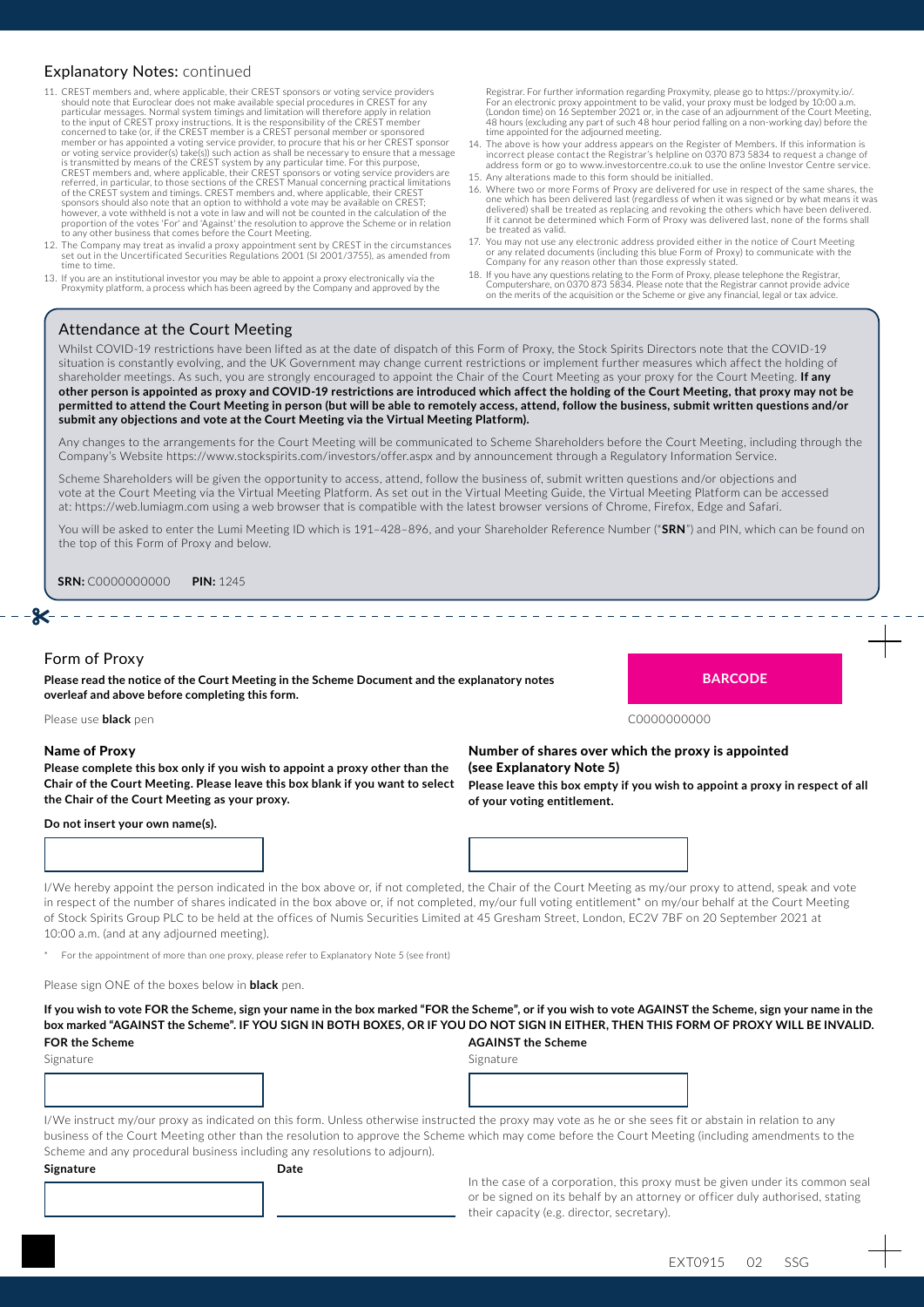## Explanatory Notes: continued

11. CREST members and, where applicable, their CREST sponsors or voting service providers should note that Euroclear does not make available special procedures in CREST for any particular messages. Normal system timings and limitation will therefore apply in relation to the input of CREST proxy instructions. It is the responsibility of the CREST member concerned to take (or, if the CREST member is a CREST personal member or sponsored member or has appointed a voting service provider, to procure that his or her CREST sponsor or voting service provider(s) take(s)) such action as shall be necessary to ensure that a message is transmitted by means of the CREST system by any particular time. For this purpose, CREST members and, where applicable, their CREST sponsors or voting service providers are referred, in particular, to those sections of the CREST Manual concerning practical limitations of the CREST system and timings. CREST members and, where applicable, their CREST sponsors should also note that an option to withhold a vote may be available on CREST; however, a vote withheld is not a vote in law and will not be counted in the calculation of the proportion of the votes 'For' and 'Against' the resolution to approve the Scheme or in relation to any other business that comes before the Court Meeting.
12. The Company may treat as invalid a proxy appointment sent by CREST in the circumstances set out in the Uncertificated Securities Regulations 2001 (SI 2001/3755), as amended from time to time.
13. If you are an institutional investor you may be able to appoint a proxy electronically via the Proxymity platform, a process which has been agreed by the Company and approved by the Registrar. For further information regarding Proxymity, please go to https://proxymity.io/. For an electronic proxy appointment to be valid, your proxy must be lodged by 10:00 a.m. (London time) on 16 September 2021 or, in the case of an adjournment of the Court Meeting, 48 hours (excluding any part of such 48 hour period falling on a non-working day) before the time appointed for the adjourned meeting.
14. The above is how your address appears on the Register of Members. If this information is incorrect please contact the Registrar's helpline on 0370 873 5834 to request a change of address form or go to www.investorcentre.co.uk to use the online Investor Centre service.
15. Any alterations made to this form should be initialled.
16. Where two or more Forms of Proxy are delivered for use in respect of the same shares, the one which has been delivered last (regardless of when it was signed or by what means it was delivered) shall be treated as replacing and revoking the others which have been delivered. If it cannot be determined which Form of Proxy was delivered last, none of the forms shall be treated as valid.
17. You may not use any electronic address provided either in the notice of Court Meeting or any related documents (including this blue Form of Proxy) to communicate with the Company for any reason other than those expressly stated.
18. If you have any questions relating to the Form of Proxy, please telephone the Registrar, Computershare, on 0370 873 5834. Please note that the Registrar cannot provide advice on the merits of the acquisition or the Scheme or give any financial, legal or tax advice.

## Attendance at the Court Meeting

Whilst COVID-19 restrictions have been lifted as at the date of dispatch of this Form of Proxy, the Stock Spirits Directors note that the COVID-19 situation is constantly evolving, and the UK Government may change current restrictions or implement further measures which affect the holding of shareholder meetings. As such, you are strongly encouraged to appoint the Chair of the Court Meeting as your proxy for the Court Meeting. **If any other person is appointed as proxy and COVID-19 restrictions are introduced which affect the holding of the Court Meeting, that proxy may not be permitted to attend the Court Meeting in person (but will be able to remotely access, attend, follow the business, submit written questions and/or submit any objections and vote at the Court Meeting via the Virtual Meeting Platform).**

Any changes to the arrangements for the Court Meeting will be communicated to Scheme Shareholders before the Court Meeting, including through the Company's Website https://www.stockspirits.com/investors/offer.aspx and by announcement through a Regulatory Information Service.

Scheme Shareholders will be given the opportunity to access, attend, follow the business of, submit written questions and/or objections and vote at the Court Meeting via the Virtual Meeting Platform. As set out in the Virtual Meeting Guide, the Virtual Meeting Platform can be accessed at: https://web.lumiagm.com using a web browser that is compatible with the latest browser versions of Chrome, Firefox, Edge and Safari.

You will be asked to enter the Lumi Meeting ID which is 191–428–896, and your Shareholder Reference Number ("**SRN**") and PIN, which can be found on the top of this Form of Proxy and below.

**SRN:** C0000000000 **PIN:** 1245

## Form of Proxy

**Please read the notice of the Court Meeting in the Scheme Document and the explanatory notes overleaf and above before completing this form.**

BARCODE

C0000000000

Please use **black** pen

### Name of Proxy

**Please complete this box only if you wish to appoint a proxy other than the Chair of the Court Meeting. Please leave this box blank if you want to select the Chair of the Court Meeting as your proxy.**

**Do not insert your own name(s).**

### Number of shares over which the proxy is appointed (see Explanatory Note 5)

**Please leave this box empty if you wish to appoint a proxy in respect of all of your voting entitlement.**

I/We hereby appoint the person indicated in the box above or, if not completed, the Chair of the Court Meeting as my/our proxy to attend, speak and vote in respect of the number of shares indicated in the box above or, if not completed, my/our full voting entitlement* on my/our behalf at the Court Meeting of Stock Spirits Group PLC to be held at the offices of Numis Securities Limited at 45 Gresham Street, London, EC2V 7BF on 20 September 2021 at 10:00 a.m. (and at any adjourned meeting).

\* For the appointment of more than one proxy, please refer to Explanatory Note 5 (see front)

Please sign ONE of the boxes below in **black** pen.

**If you wish to vote FOR the Scheme, sign your name in the box marked "FOR the Scheme", or if you wish to vote AGAINST the Scheme, sign your name in the box marked "AGAINST the Scheme". IF YOU SIGN IN BOTH BOXES, OR IF YOU DO NOT SIGN IN EITHER, THEN THIS FORM OF PROXY WILL BE INVALID.**

**FOR the Scheme**

Signature

**AGAINST the Scheme**

Signature

I/We instruct my/our proxy as indicated on this form. Unless otherwise instructed the proxy may vote as he or she sees fit or abstain in relation to any business of the Court Meeting other than the resolution to approve the Scheme which may come before the Court Meeting (including amendments to the Scheme and any procedural business including any resolutions to adjourn).

**Signature** **Date**

In the case of a corporation, this proxy must be given under its common seal or be signed on its behalf by an attorney or officer duly authorised, stating their capacity (e.g. director, secretary).

EXT0915 02 SSG